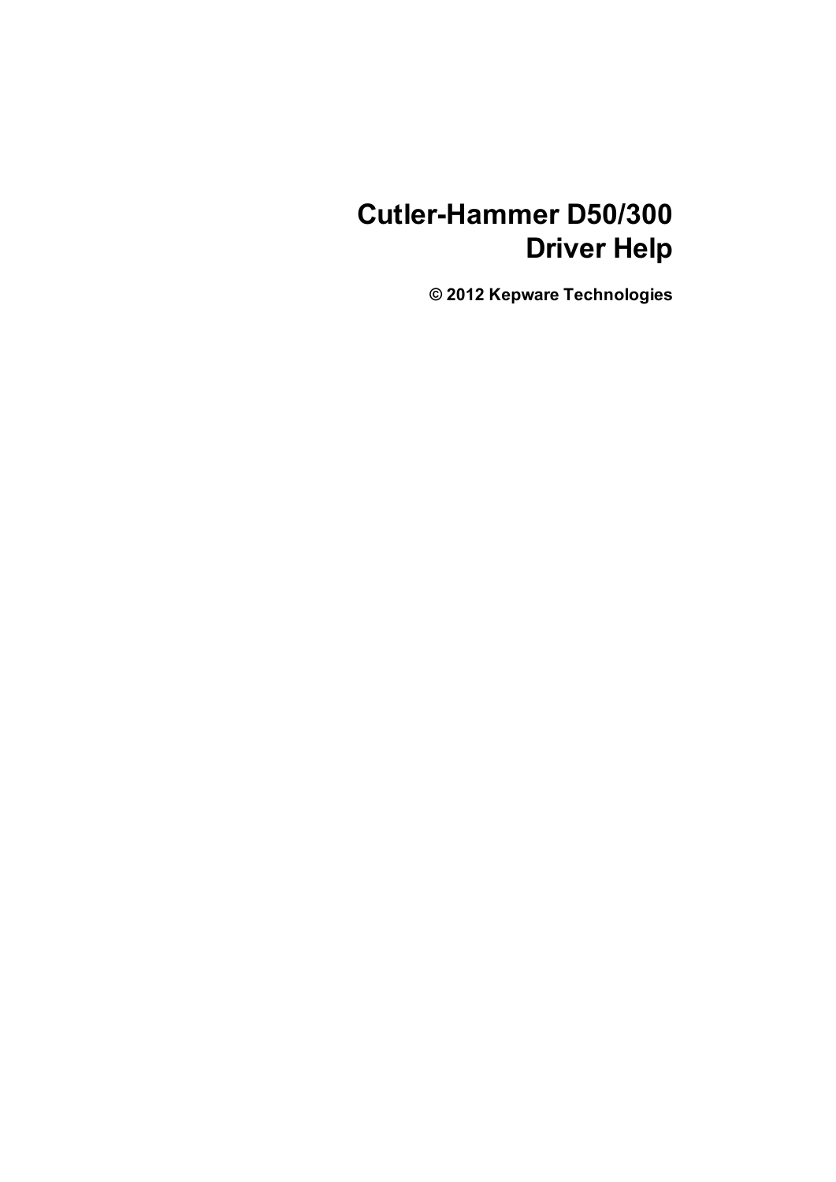# Cutler-Hammer D50/300 Driver Help

**© 2012 Kepware Technologies**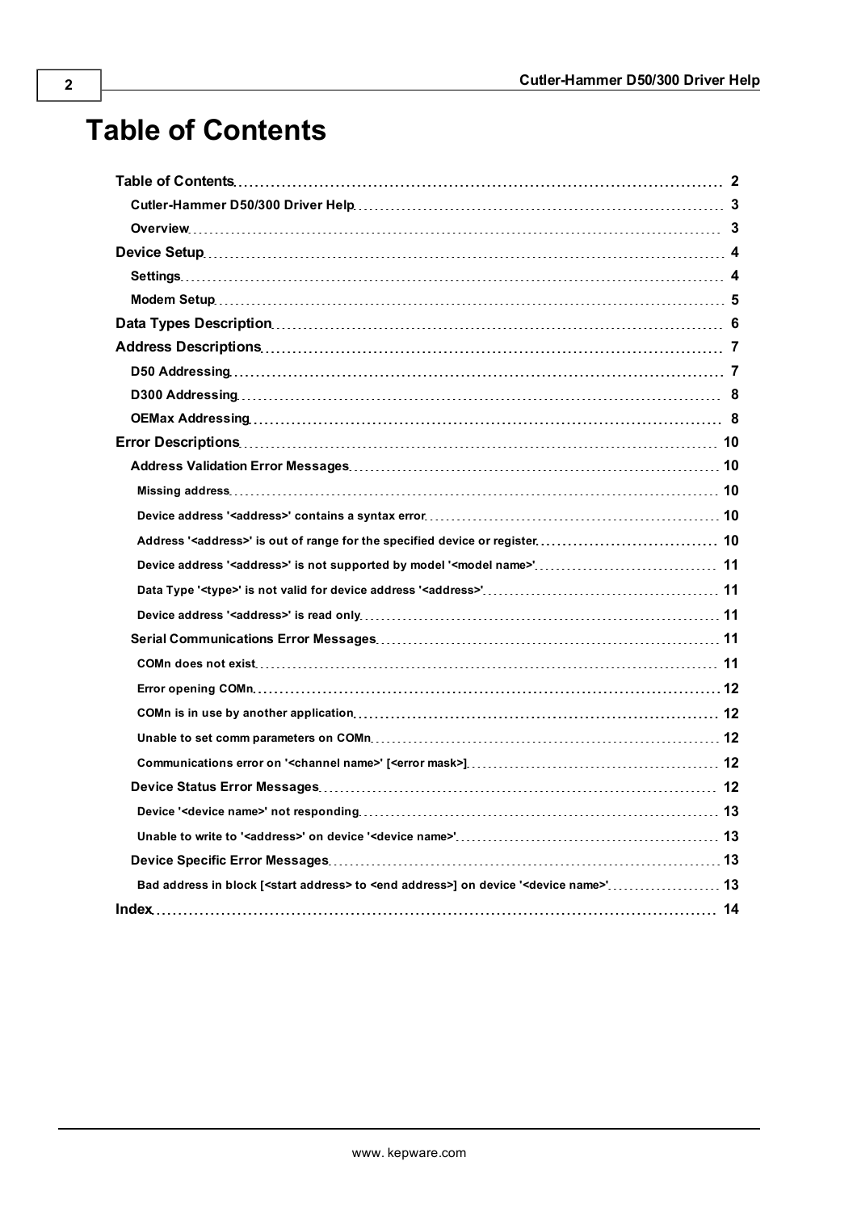# Table of Contents

- **Table of Contents** ........ 2
  - **Cutler-Hammer D50/300 Driver Help** ........ 3
  - **Overview** ........ 3
- **Device Setup** ........ 4
  - **Settings** ........ 4
  - **Modem Setup** ........ 5
- **Data Types Description** ........ 6
- **Address Descriptions** ........ 7
  - **D50 Addressing** ........ 7
  - **D300 Addressing** ........ 8
  - **OEMax Addressing** ........ 8
- **Error Descriptions** ........ 10
  - **Address Validation Error Messages** ........ 10
    - **Missing address** ........ 10
    - **Device address '<address>' contains a syntax error** ........ 10
    - **Address '<address>' is out of range for the specified device or register** ........ 10
    - **Device address '<address>' is not supported by model '<model name>'** ........ 11
    - **Data Type '<type>' is not valid for device address '<address>'** ........ 11
    - **Device address '<address>' is read only** ........ 11
  - **Serial Communications Error Messages** ........ 11
    - **COMn does not exist** ........ 11
    - **Error opening COMn** ........ 12
    - **COMn is in use by another application** ........ 12
    - **Unable to set comm parameters on COMn** ........ 12
    - **Communications error on '<channel name>' [<error mask>]** ........ 12
  - **Device Status Error Messages** ........ 12
    - **Device '<device name>' not responding** ........ 13
    - **Unable to write to '<address>' on device '<device name>'** ........ 13
  - **Device Specific Error Messages** ........ 13
    - **Bad address in block [<start address> to <end address>] on device '<device name>'** ........ 13
- **Index** ........ 14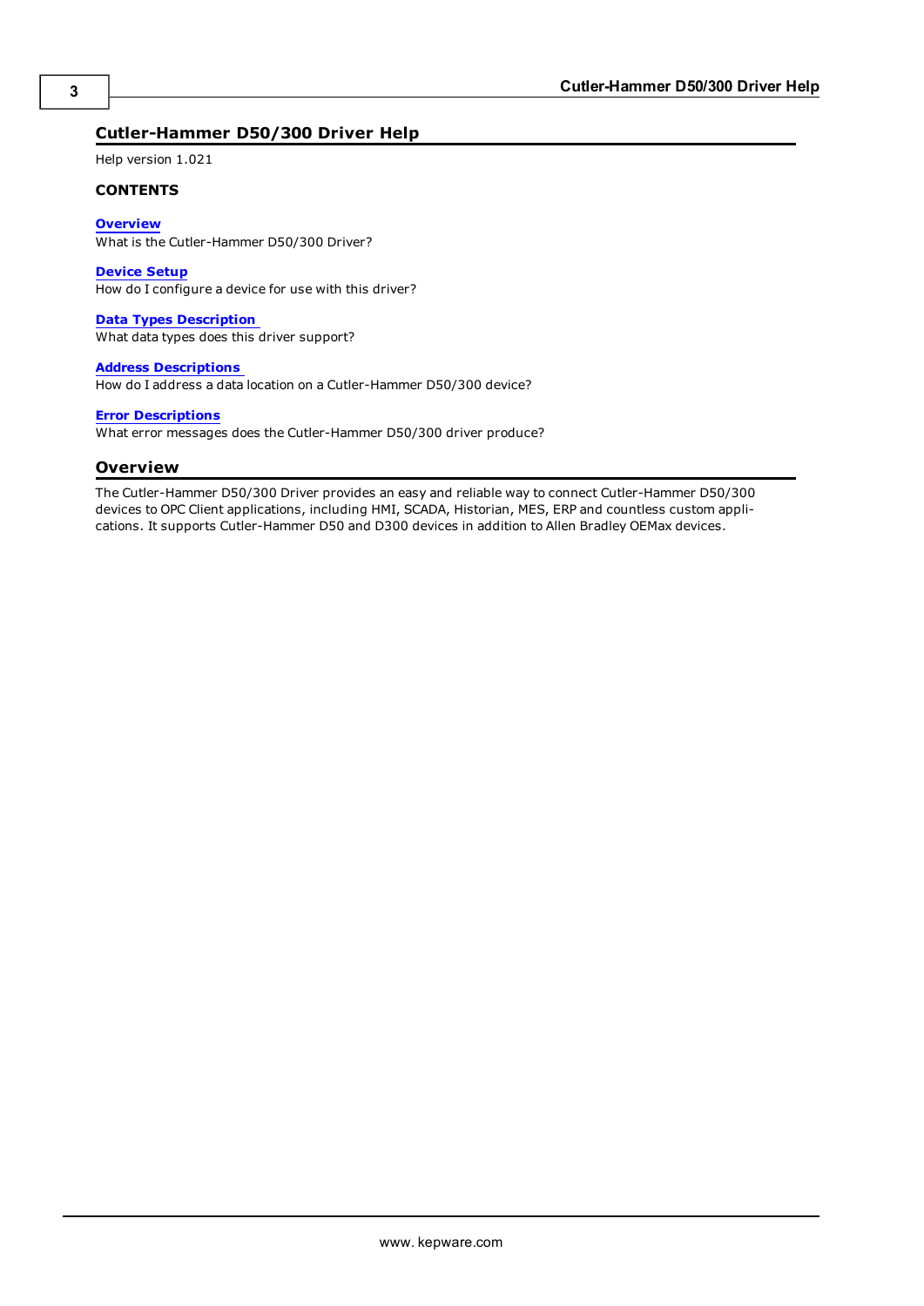# Cutler-Hammer D50/300 Driver Help

Help version 1.021

**CONTENTS**

**Overview**
What is the Cutler-Hammer D50/300 Driver?

**Device Setup**
How do I configure a device for use with this driver?

**Data Types Description**
What data types does this driver support?

**Address Descriptions**
How do I address a data location on a Cutler-Hammer D50/300 device?

**Error Descriptions**
What error messages does the Cutler-Hammer D50/300 driver produce?

## Overview

The Cutler-Hammer D50/300 Driver provides an easy and reliable way to connect Cutler-Hammer D50/300 devices to OPC Client applications, including HMI, SCADA, Historian, MES, ERP and countless custom applications. It supports Cutler-Hammer D50 and D300 devices in addition to Allen Bradley OEMax devices.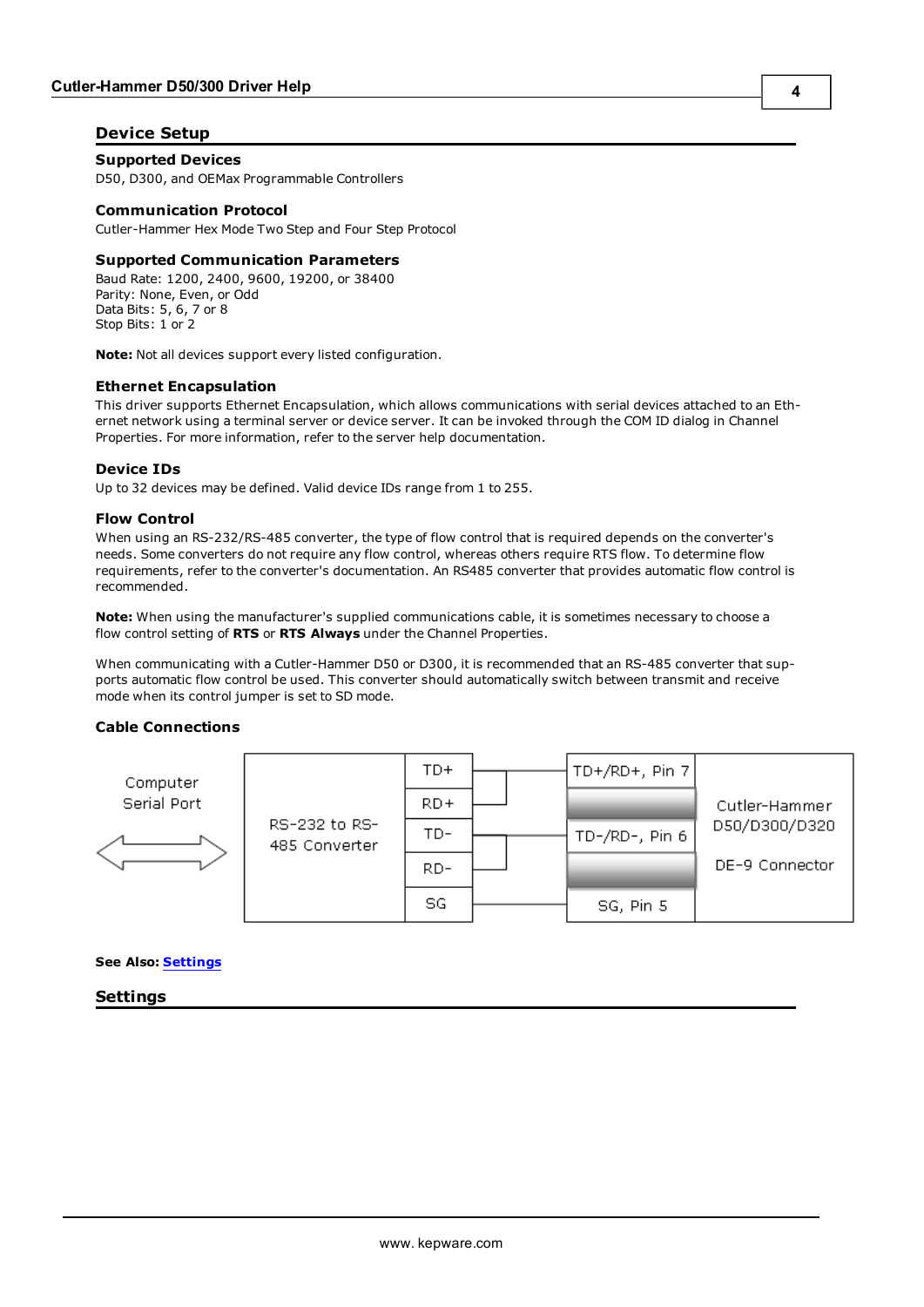## Device Setup

### Supported Devices

D50, D300, and OEMax Programmable Controllers

### Communication Protocol

Cutler-Hammer Hex Mode Two Step and Four Step Protocol

### Supported Communication Parameters

Baud Rate: 1200, 2400, 9600, 19200, or 38400
Parity: None, Even, or Odd
Data Bits: 5, 6, 7 or 8
Stop Bits: 1 or 2

**Note:** Not all devices support every listed configuration.

### Ethernet Encapsulation

This driver supports Ethernet Encapsulation, which allows communications with serial devices attached to an Ethernet network using a terminal server or device server. It can be invoked through the COM ID dialog in Channel Properties. For more information, refer to the server help documentation.

### Device IDs

Up to 32 devices may be defined. Valid device IDs range from 1 to 255.

### Flow Control

When using an RS-232/RS-485 converter, the type of flow control that is required depends on the converter's needs. Some converters do not require any flow control, whereas others require RTS flow. To determine flow requirements, refer to the converter's documentation. An RS485 converter that provides automatic flow control is recommended.

**Note:** When using the manufacturer's supplied communications cable, it is sometimes necessary to choose a flow control setting of **RTS** or **RTS Always** under the Channel Properties.

When communicating with a Cutler-Hammer D50 or D300, it is recommended that an RS-485 converter that supports automatic flow control be used. This converter should automatically switch between transmit and receive mode when its control jumper is set to SD mode.

### Cable Connections

| Computer Serial Port | RS-232 to RS-485 Converter | | Cutler-Hammer D50/D300/D320 DE-9 Connector |
|---|---|---|---|
| ⟷ | TD+ / RD+ (jumpered) | → | TD+/RD+, Pin 7 |
| | TD- / RD- (jumpered) | → | TD-/RD-, Pin 6 |
| | SG | → | SG, Pin 5 |

**See Also:** Settings

## Settings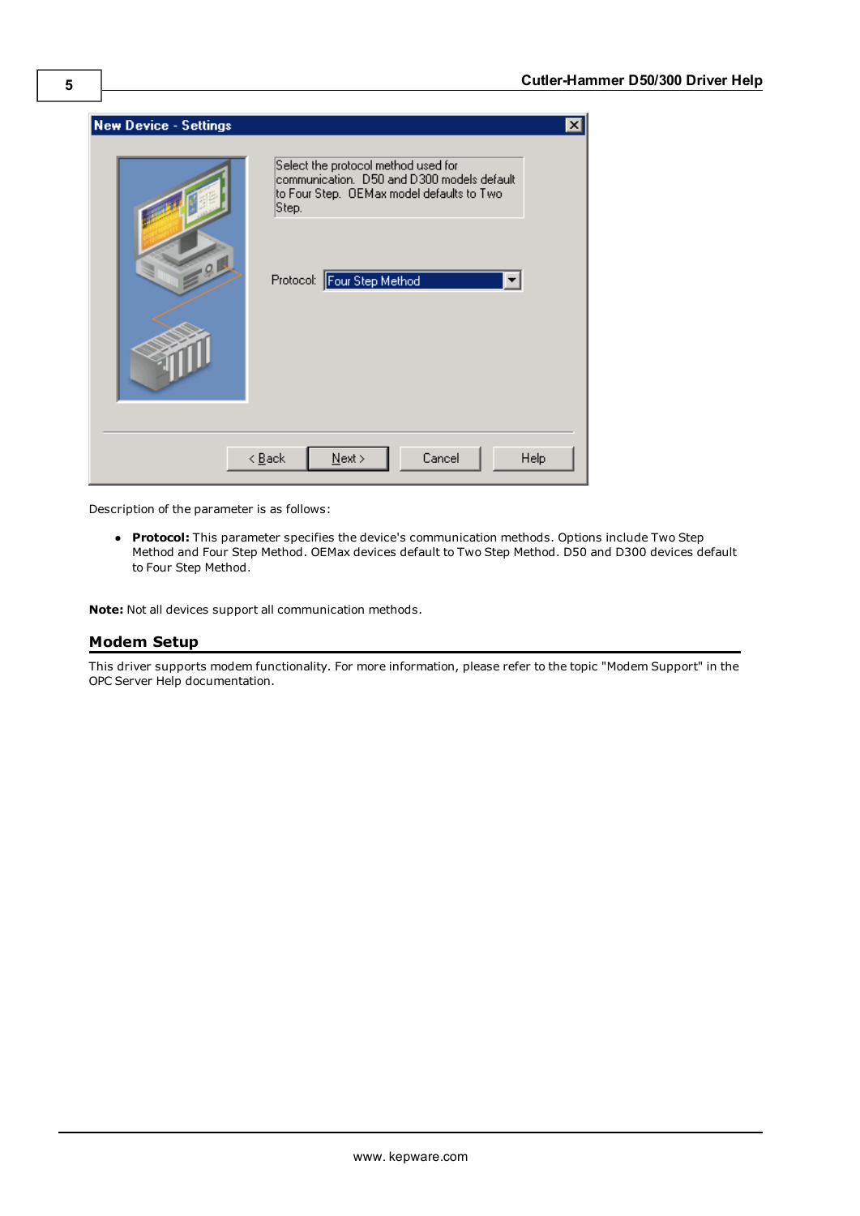Description of the parameter is as follows:

- **Protocol:** This parameter specifies the device's communication methods. Options include Two Step Method and Four Step Method. OEMax devices default to Two Step Method. D50 and D300 devices default to Four Step Method.

**Note:** Not all devices support all communication methods.

## Modem Setup

This driver supports modem functionality. For more information, please refer to the topic "Modem Support" in the OPC Server Help documentation.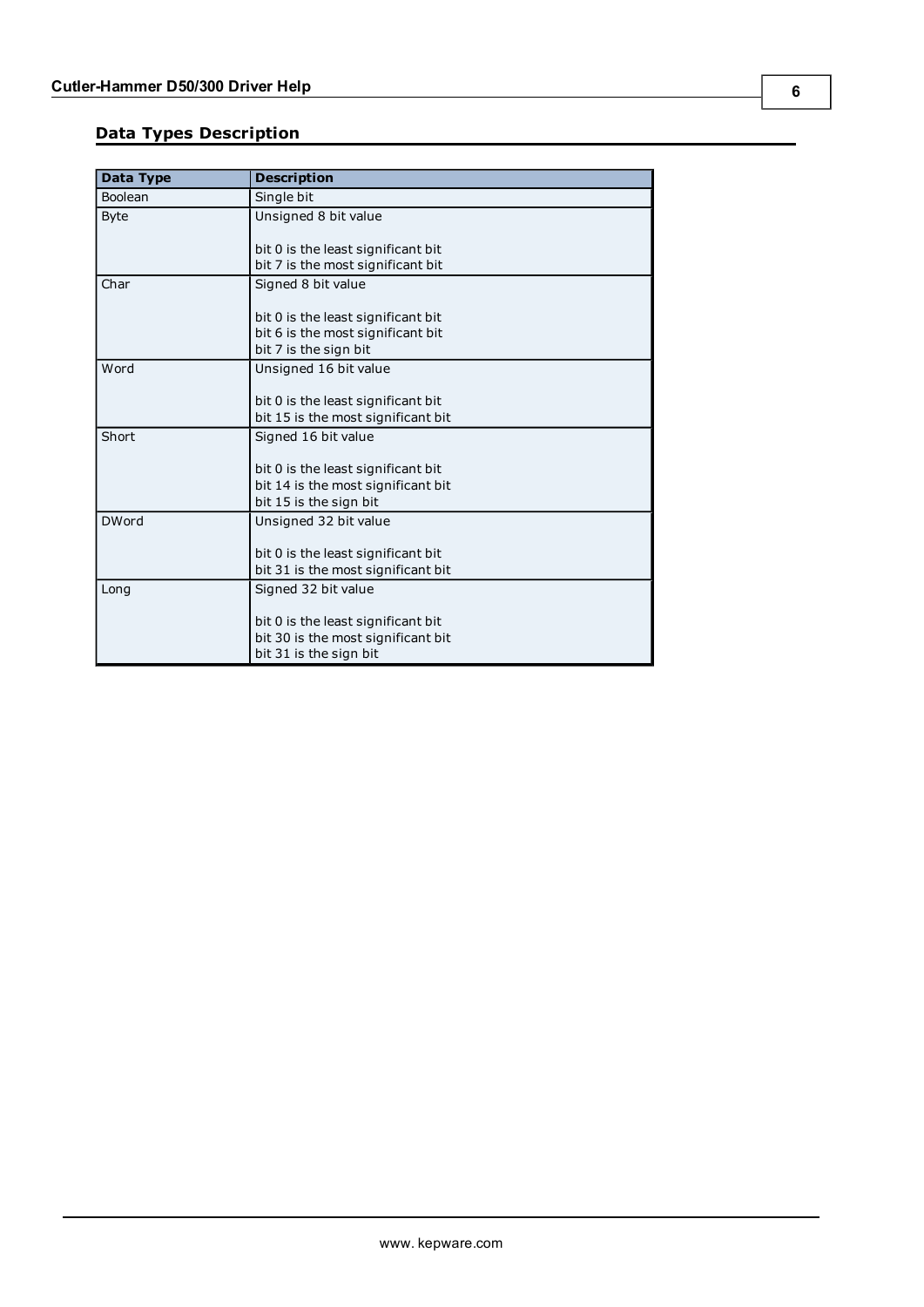## Data Types Description

| Data Type | Description |
| --- | --- |
| Boolean | Single bit |
| Byte | Unsigned 8 bit value<br><br>bit 0 is the least significant bit<br>bit 7 is the most significant bit |
| Char | Signed 8 bit value<br><br>bit 0 is the least significant bit<br>bit 6 is the most significant bit<br>bit 7 is the sign bit |
| Word | Unsigned 16 bit value<br><br>bit 0 is the least significant bit<br>bit 15 is the most significant bit |
| Short | Signed 16 bit value<br><br>bit 0 is the least significant bit<br>bit 14 is the most significant bit<br>bit 15 is the sign bit |
| DWord | Unsigned 32 bit value<br><br>bit 0 is the least significant bit<br>bit 31 is the most significant bit |
| Long | Signed 32 bit value<br><br>bit 0 is the least significant bit<br>bit 30 is the most significant bit<br>bit 31 is the sign bit |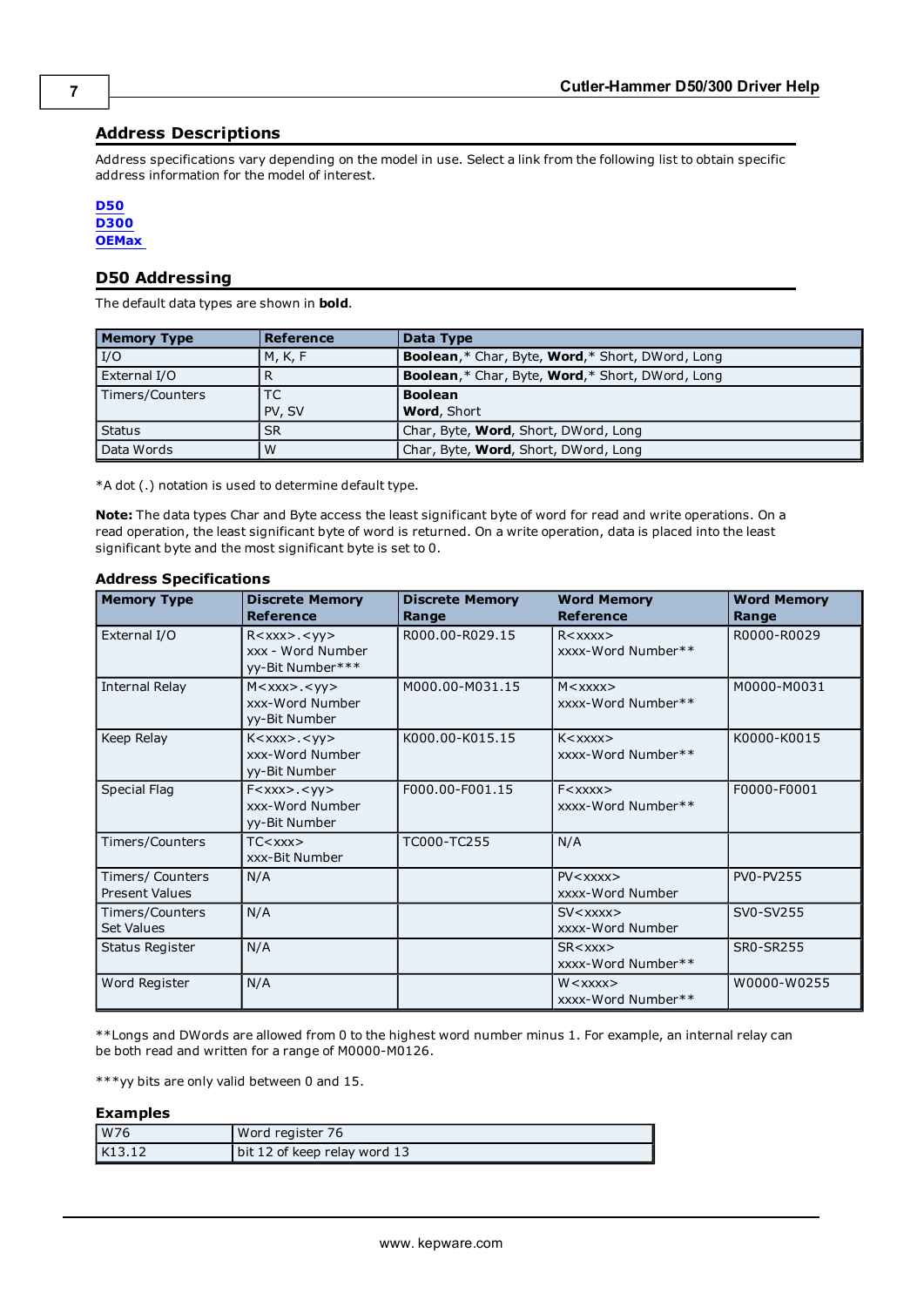## Address Descriptions

Address specifications vary depending on the model in use. Select a link from the following list to obtain specific address information for the model of interest.

**D50**
**D300**
**OEMax**

## D50 Addressing

The default data types are shown in **bold**.

| Memory Type | Reference | Data Type |
|---|---|---|
| I/O | M, K, F | **Boolean**,* Char, Byte, **Word**,* Short, DWord, Long |
| External I/O | R | **Boolean**,* Char, Byte, **Word**,* Short, DWord, Long |
| Timers/Counters | TC<br>PV, SV | **Boolean**<br>**Word**, Short |
| Status | SR | Char, Byte, **Word**, Short, DWord, Long |
| Data Words | W | Char, Byte, **Word**, Short, DWord, Long |

*A dot (.) notation is used to determine default type.

**Note:** The data types Char and Byte access the least significant byte of word for read and write operations. On a read operation, the least significant byte of word is returned. On a write operation, data is placed into the least significant byte and the most significant byte is set to 0.

### Address Specifications

| Memory Type | Discrete Memory Reference | Discrete Memory Range | Word Memory Reference | Word Memory Range |
|---|---|---|---|---|
| External I/O | R<xxx>.<yy><br>xxx - Word Number<br>yy-Bit Number*** | R000.00-R029.15 | R<xxxx><br>xxxx-Word Number** | R0000-R0029 |
| Internal Relay | M<xxx>.<yy><br>xxx-Word Number<br>yy-Bit Number | M000.00-M031.15 | M<xxxx><br>xxxx-Word Number** | M0000-M0031 |
| Keep Relay | K<xxx>.<yy><br>xxx-Word Number<br>yy-Bit Number | K000.00-K015.15 | K<xxxx><br>xxxx-Word Number** | K0000-K0015 |
| Special Flag | F<xxx>.<yy><br>xxx-Word Number<br>yy-Bit Number | F000.00-F001.15 | F<xxxx><br>xxxx-Word Number** | F0000-F0001 |
| Timers/Counters | TC<xxx><br>xxx-Bit Number | TC000-TC255 | N/A | |
| Timers/ Counters Present Values | N/A | | PV<xxxx><br>xxxx-Word Number | PV0-PV255 |
| Timers/Counters Set Values | N/A | | SV<xxxx><br>xxxx-Word Number | SV0-SV255 |
| Status Register | N/A | | SR<xxx><br>xxxx-Word Number** | SR0-SR255 |
| Word Register | N/A | | W<xxxx><br>xxxx-Word Number** | W0000-W0255 |

**Longs and DWords are allowed from 0 to the highest word number minus 1. For example, an internal relay can be both read and written for a range of M0000-M0126.

***yy bits are only valid between 0 and 15.

### Examples

| | |
|---|---|
| W76 | Word register 76 |
| K13.12 | bit 12 of keep relay word 13 |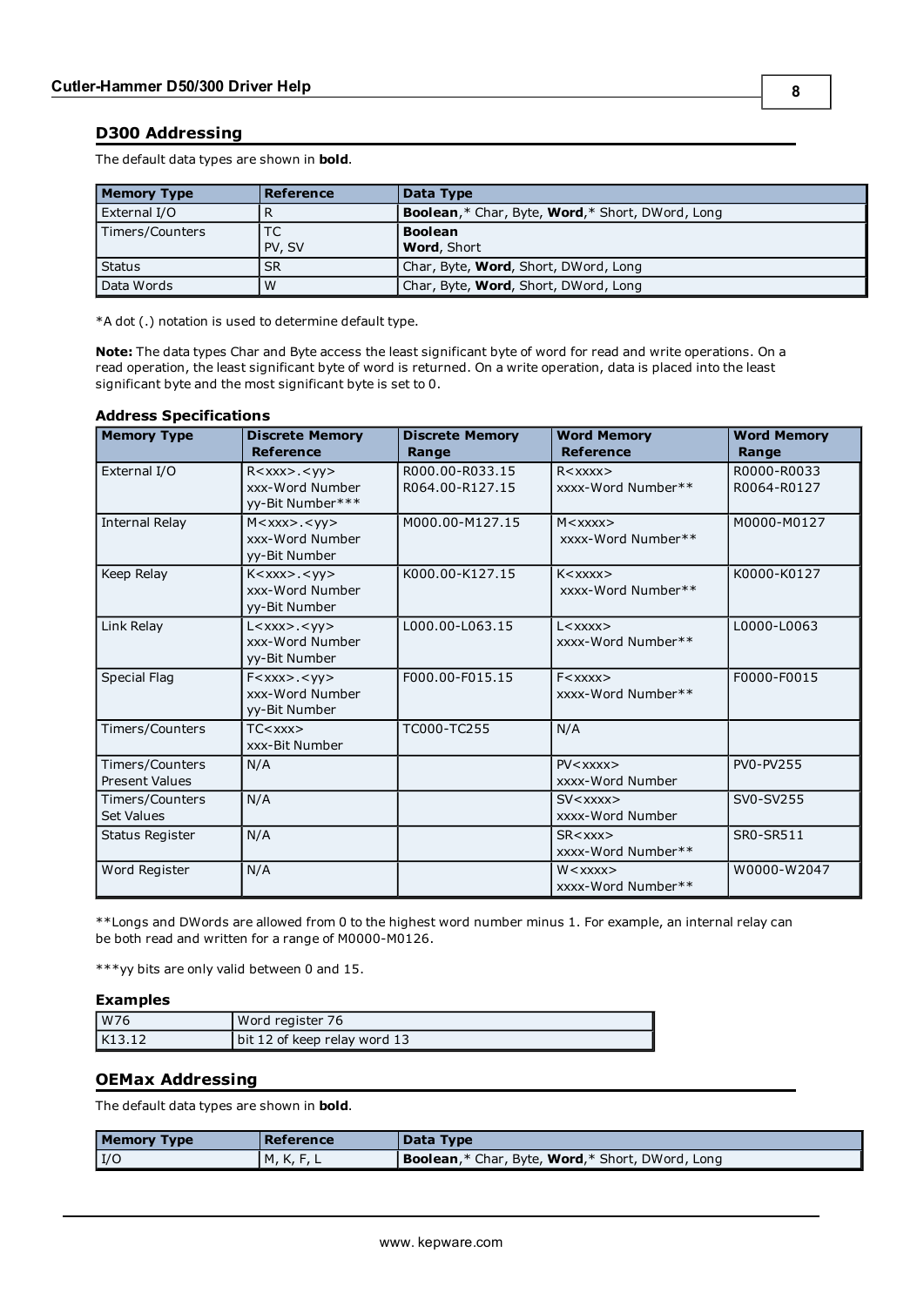## D300 Addressing

The default data types are shown in **bold**.

| Memory Type | Reference | Data Type |
|---|---|---|
| External I/O | R | **Boolean**,* Char, Byte, **Word**,* Short, DWord, Long |
| Timers/Counters | TC<br>PV, SV | **Boolean**<br>**Word**, Short |
| Status | SR | Char, Byte, **Word**, Short, DWord, Long |
| Data Words | W | Char, Byte, **Word**, Short, DWord, Long |

*A dot (.) notation is used to determine default type.

**Note:** The data types Char and Byte access the least significant byte of word for read and write operations. On a read operation, the least significant byte of word is returned. On a write operation, data is placed into the least significant byte and the most significant byte is set to 0.

### Address Specifications

| Memory Type | Discrete Memory Reference | Discrete Memory Range | Word Memory Reference | Word Memory Range |
|---|---|---|---|---|
| External I/O | R<xxx>.<yy><br>xxx-Word Number<br>yy-Bit Number*** | R000.00-R033.15<br>R064.00-R127.15 | R<xxxx><br>xxxx-Word Number** | R0000-R0033<br>R0064-R0127 |
| Internal Relay | M<xxx>.<yy><br>xxx-Word Number<br>yy-Bit Number | M000.00-M127.15 | M<xxxx><br>xxxx-Word Number** | M0000-M0127 |
| Keep Relay | K<xxx>.<yy><br>xxx-Word Number<br>yy-Bit Number | K000.00-K127.15 | K<xxxx><br>xxxx-Word Number** | K0000-K0127 |
| Link Relay | L<xxx>.<yy><br>xxx-Word Number<br>yy-Bit Number | L000.00-L063.15 | L<xxxx><br>xxxx-Word Number** | L0000-L0063 |
| Special Flag | F<xxx>.<yy><br>xxx-Word Number<br>yy-Bit Number | F000.00-F015.15 | F<xxxx><br>xxxx-Word Number** | F0000-F0015 |
| Timers/Counters | TC<xxx><br>xxx-Bit Number | TC000-TC255 | N/A | |
| Timers/Counters Present Values | N/A | | PV<xxxx><br>xxxx-Word Number | PV0-PV255 |
| Timers/Counters Set Values | N/A | | SV<xxxx><br>xxxx-Word Number | SV0-SV255 |
| Status Register | N/A | | SR<xxx><br>xxxx-Word Number** | SR0-SR511 |
| Word Register | N/A | | W<xxxx><br>xxxx-Word Number** | W0000-W2047 |

**Longs and DWords are allowed from 0 to the highest word number minus 1. For example, an internal relay can be both read and written for a range of M0000-M0126.

***yy bits are only valid between 0 and 15.

### Examples

| W76 | Word register 76 |
|---|---|
| K13.12 | bit 12 of keep relay word 13 |

## OEMax Addressing

The default data types are shown in **bold**.

| Memory Type | Reference | Data Type |
|---|---|---|
| I/O | M, K, F, L | **Boolean**,* Char, Byte, **Word**,* Short, DWord, Long |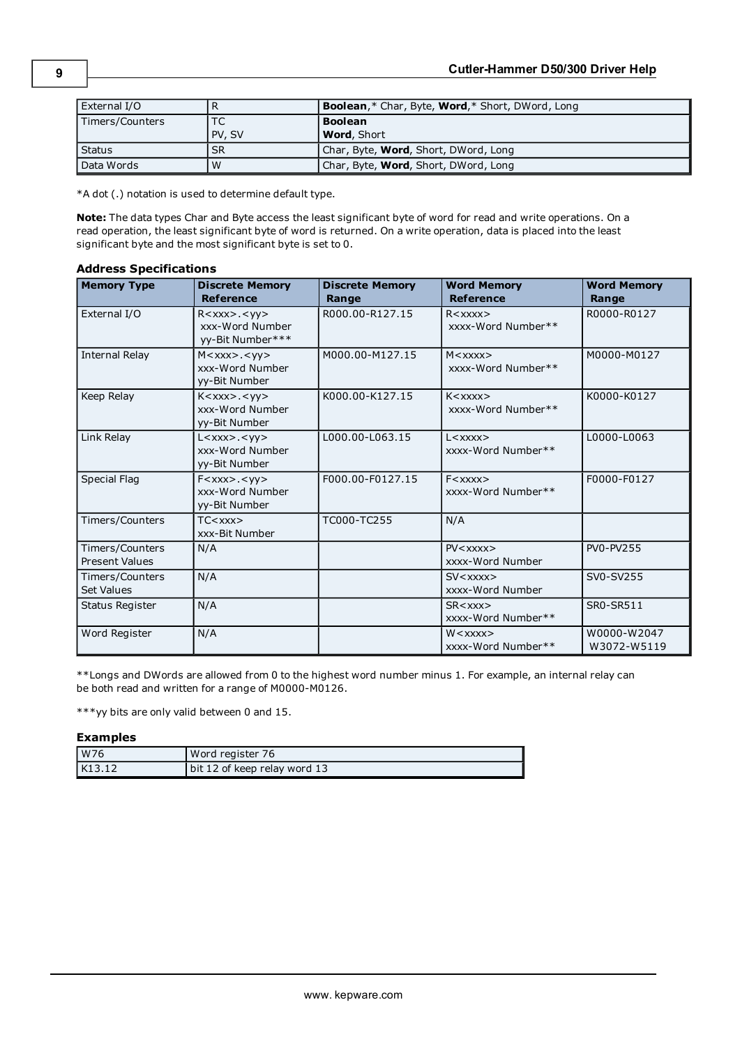| External I/O | R | **Boolean**,* Char, Byte, **Word**,* Short, DWord, Long |
|---|---|---|
| Timers/Counters | TC<br>PV, SV | **Boolean**<br>**Word**, Short |
| Status | SR | Char, Byte, **Word**, Short, DWord, Long |
| Data Words | W | Char, Byte, **Word**, Short, DWord, Long |

*A dot (.) notation is used to determine default type.

**Note:** The data types Char and Byte access the least significant byte of word for read and write operations. On a read operation, the least significant byte of word is returned. On a write operation, data is placed into the least significant byte and the most significant byte is set to 0.

### Address Specifications

| Memory Type | Discrete Memory Reference | Discrete Memory Range | Word Memory Reference | Word Memory Range |
|---|---|---|---|---|
| External I/O | R<xxx>.<yy><br>xxx-Word Number<br>yy-Bit Number*** | R000.00-R127.15 | R<xxxx><br>xxxx-Word Number** | R0000-R0127 |
| Internal Relay | M<xxx>.<yy><br>xxx-Word Number<br>yy-Bit Number | M000.00-M127.15 | M<xxxx><br>xxxx-Word Number** | M0000-M0127 |
| Keep Relay | K<xxx>.<yy><br>xxx-Word Number<br>yy-Bit Number | K000.00-K127.15 | K<xxxx><br>xxxx-Word Number** | K0000-K0127 |
| Link Relay | L<xxx>.<yy><br>xxx-Word Number<br>yy-Bit Number | L000.00-L063.15 | L<xxxx><br>xxxx-Word Number** | L0000-L0063 |
| Special Flag | F<xxx>.<yy><br>xxx-Word Number<br>yy-Bit Number | F000.00-F0127.15 | F<xxxx><br>xxxx-Word Number** | F0000-F0127 |
| Timers/Counters | TC<xxx><br>xxx-Bit Number | TC000-TC255 | N/A | |
| Timers/Counters Present Values | N/A | | PV<xxxx><br>xxxx-Word Number | PV0-PV255 |
| Timers/Counters Set Values | N/A | | SV<xxxx><br>xxxx-Word Number | SV0-SV255 |
| Status Register | N/A | | SR<xxx><br>xxxx-Word Number** | SR0-SR511 |
| Word Register | N/A | | W<xxxx><br>xxxx-Word Number** | W0000-W2047<br>W3072-W5119 |

**Longs and DWords are allowed from 0 to the highest word number minus 1. For example, an internal relay can be both read and written for a range of M0000-M0126.

***yy bits are only valid between 0 and 15.

### Examples

| W76 | Word register 76 |
|---|---|
| K13.12 | bit 12 of keep relay word 13 |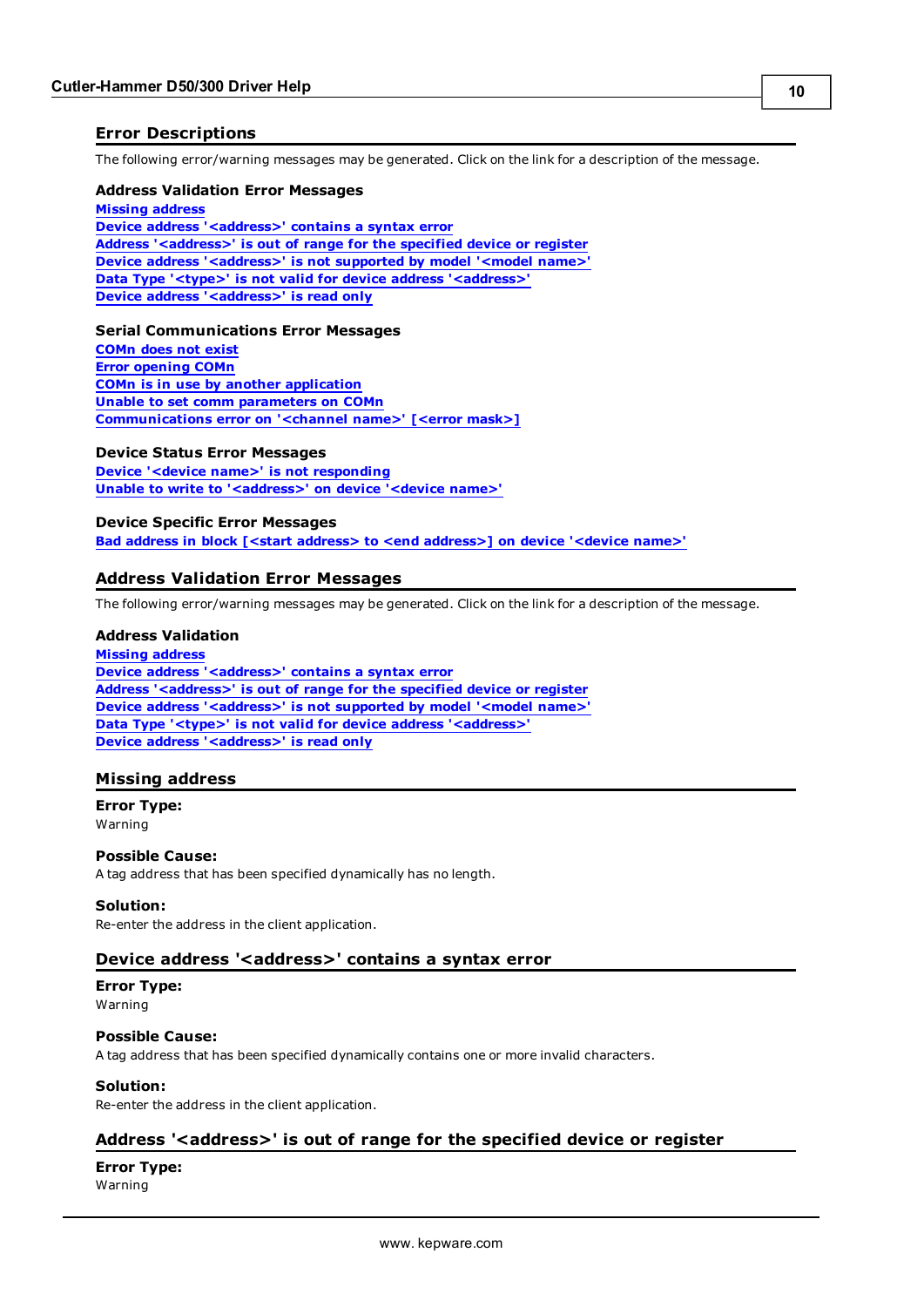## Error Descriptions

The following error/warning messages may be generated. Click on the link for a description of the message.

### Address Validation Error Messages

Missing address
Device address '<address>' contains a syntax error
Address '<address>' is out of range for the specified device or register
Device address '<address>' is not supported by model '<model name>'
Data Type '<type>' is not valid for device address '<address>'
Device address '<address>' is read only

### Serial Communications Error Messages

COMn does not exist
Error opening COMn
COMn is in use by another application
Unable to set comm parameters on COMn
Communications error on '<channel name>' [<error mask>]

### Device Status Error Messages

Device '<device name>' is not responding
Unable to write to '<address>' on device '<device name>'

### Device Specific Error Messages

Bad address in block [<start address> to <end address>] on device '<device name>'

## Address Validation Error Messages

The following error/warning messages may be generated. Click on the link for a description of the message.

### Address Validation

Missing address
Device address '<address>' contains a syntax error
Address '<address>' is out of range for the specified device or register
Device address '<address>' is not supported by model '<model name>'
Data Type '<type>' is not valid for device address '<address>'
Device address '<address>' is read only

## Missing address

**Error Type:**
Warning

**Possible Cause:**
A tag address that has been specified dynamically has no length.

**Solution:**
Re-enter the address in the client application.

## Device address '<address>' contains a syntax error

**Error Type:**
Warning

**Possible Cause:**
A tag address that has been specified dynamically contains one or more invalid characters.

**Solution:**
Re-enter the address in the client application.

## Address '<address>' is out of range for the specified device or register

**Error Type:**
Warning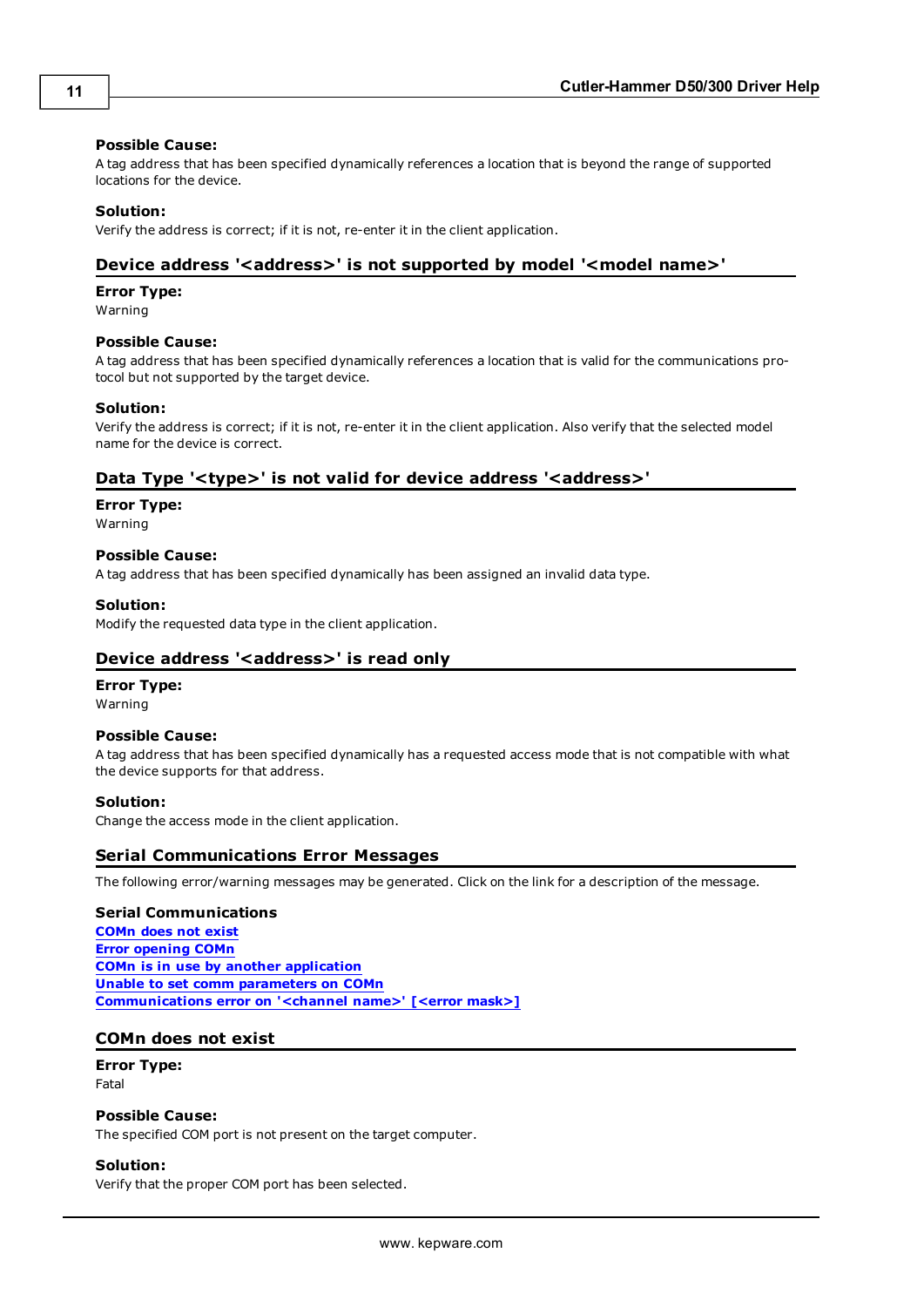#### Possible Cause:
A tag address that has been specified dynamically references a location that is beyond the range of supported locations for the device.

#### Solution:
Verify the address is correct; if it is not, re-enter it in the client application.

### Device address '<address>' is not supported by model '<model name>'

#### Error Type:
Warning

#### Possible Cause:
A tag address that has been specified dynamically references a location that is valid for the communications protocol but not supported by the target device.

#### Solution:
Verify the address is correct; if it is not, re-enter it in the client application. Also verify that the selected model name for the device is correct.

### Data Type '<type>' is not valid for device address '<address>'

#### Error Type:
Warning

#### Possible Cause:
A tag address that has been specified dynamically has been assigned an invalid data type.

#### Solution:
Modify the requested data type in the client application.

### Device address '<address>' is read only

#### Error Type:
Warning

#### Possible Cause:
A tag address that has been specified dynamically has a requested access mode that is not compatible with what the device supports for that address.

#### Solution:
Change the access mode in the client application.

### Serial Communications Error Messages

The following error/warning messages may be generated. Click on the link for a description of the message.

#### Serial Communications
**COMn does not exist**
**Error opening COMn**
**COMn is in use by another application**
**Unable to set comm parameters on COMn**
**Communications error on '<channel name>' [<error mask>]**

### COMn does not exist

#### Error Type:
Fatal

#### Possible Cause:
The specified COM port is not present on the target computer.

#### Solution:
Verify that the proper COM port has been selected.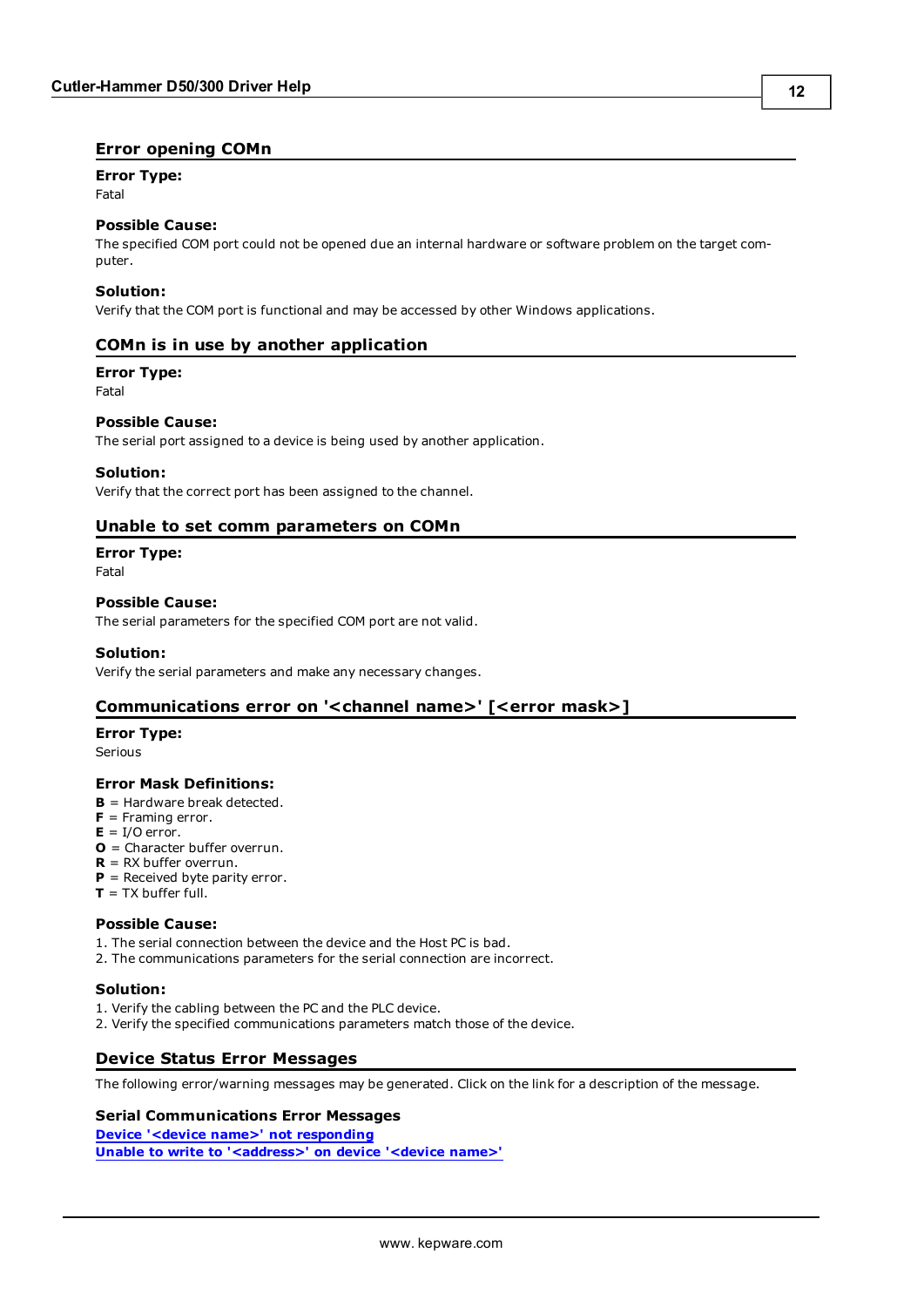## Error opening COMn

**Error Type:**
Fatal

**Possible Cause:**
The specified COM port could not be opened due an internal hardware or software problem on the target computer.

**Solution:**
Verify that the COM port is functional and may be accessed by other Windows applications.

## COMn is in use by another application

**Error Type:**
Fatal

**Possible Cause:**
The serial port assigned to a device is being used by another application.

**Solution:**
Verify that the correct port has been assigned to the channel.

## Unable to set comm parameters on COMn

**Error Type:**
Fatal

**Possible Cause:**
The serial parameters for the specified COM port are not valid.

**Solution:**
Verify the serial parameters and make any necessary changes.

## Communications error on '<channel name>' [<error mask>]

**Error Type:**
Serious

**Error Mask Definitions:**
**B** = Hardware break detected.
**F** = Framing error.
**E** = I/O error.
**O** = Character buffer overrun.
**R** = RX buffer overrun.
**P** = Received byte parity error.
**T** = TX buffer full.

**Possible Cause:**
1. The serial connection between the device and the Host PC is bad.
2. The communications parameters for the serial connection are incorrect.

**Solution:**
1. Verify the cabling between the PC and the PLC device.
2. Verify the specified communications parameters match those of the device.

## Device Status Error Messages

The following error/warning messages may be generated. Click on the link for a description of the message.

**Serial Communications Error Messages**
**Device '<device name>' not responding**
**Unable to write to '<address>' on device '<device name>'**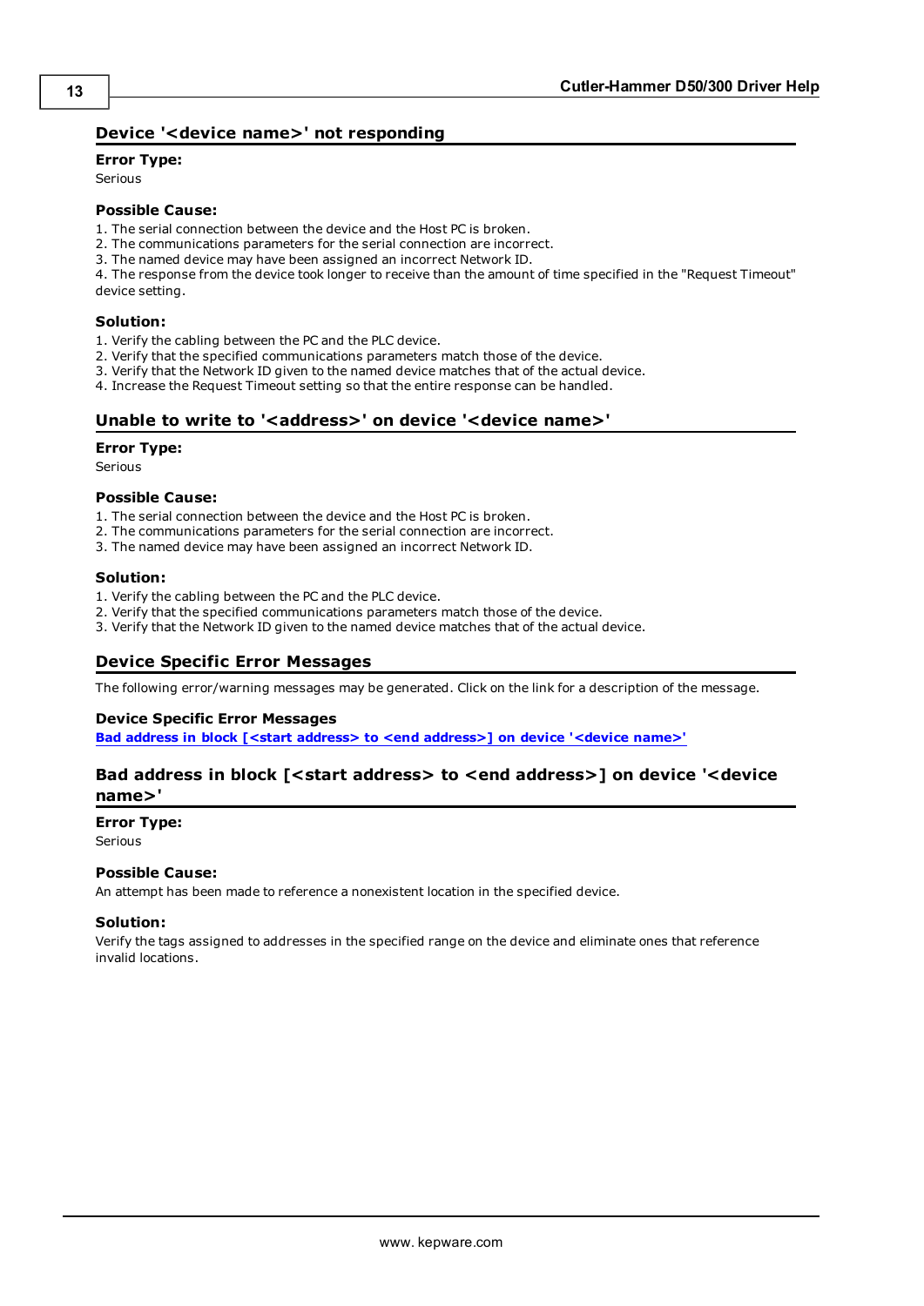## Device '<device name>' not responding

**Error Type:**
Serious

**Possible Cause:**
1. The serial connection between the device and the Host PC is broken.
2. The communications parameters for the serial connection are incorrect.
3. The named device may have been assigned an incorrect Network ID.
4. The response from the device took longer to receive than the amount of time specified in the "Request Timeout" device setting.

**Solution:**
1. Verify the cabling between the PC and the PLC device.
2. Verify that the specified communications parameters match those of the device.
3. Verify that the Network ID given to the named device matches that of the actual device.
4. Increase the Request Timeout setting so that the entire response can be handled.

## Unable to write to '<address>' on device '<device name>'

**Error Type:**
Serious

**Possible Cause:**
1. The serial connection between the device and the Host PC is broken.
2. The communications parameters for the serial connection are incorrect.
3. The named device may have been assigned an incorrect Network ID.

**Solution:**
1. Verify the cabling between the PC and the PLC device.
2. Verify that the specified communications parameters match those of the device.
3. Verify that the Network ID given to the named device matches that of the actual device.

## Device Specific Error Messages

The following error/warning messages may be generated. Click on the link for a description of the message.

**Device Specific Error Messages**
**Bad address in block [<start address> to <end address>] on device '<device name>'**

## Bad address in block [<start address> to <end address>] on device '<device name>'

**Error Type:**
Serious

**Possible Cause:**
An attempt has been made to reference a nonexistent location in the specified device.

**Solution:**
Verify the tags assigned to addresses in the specified range on the device and eliminate ones that reference invalid locations.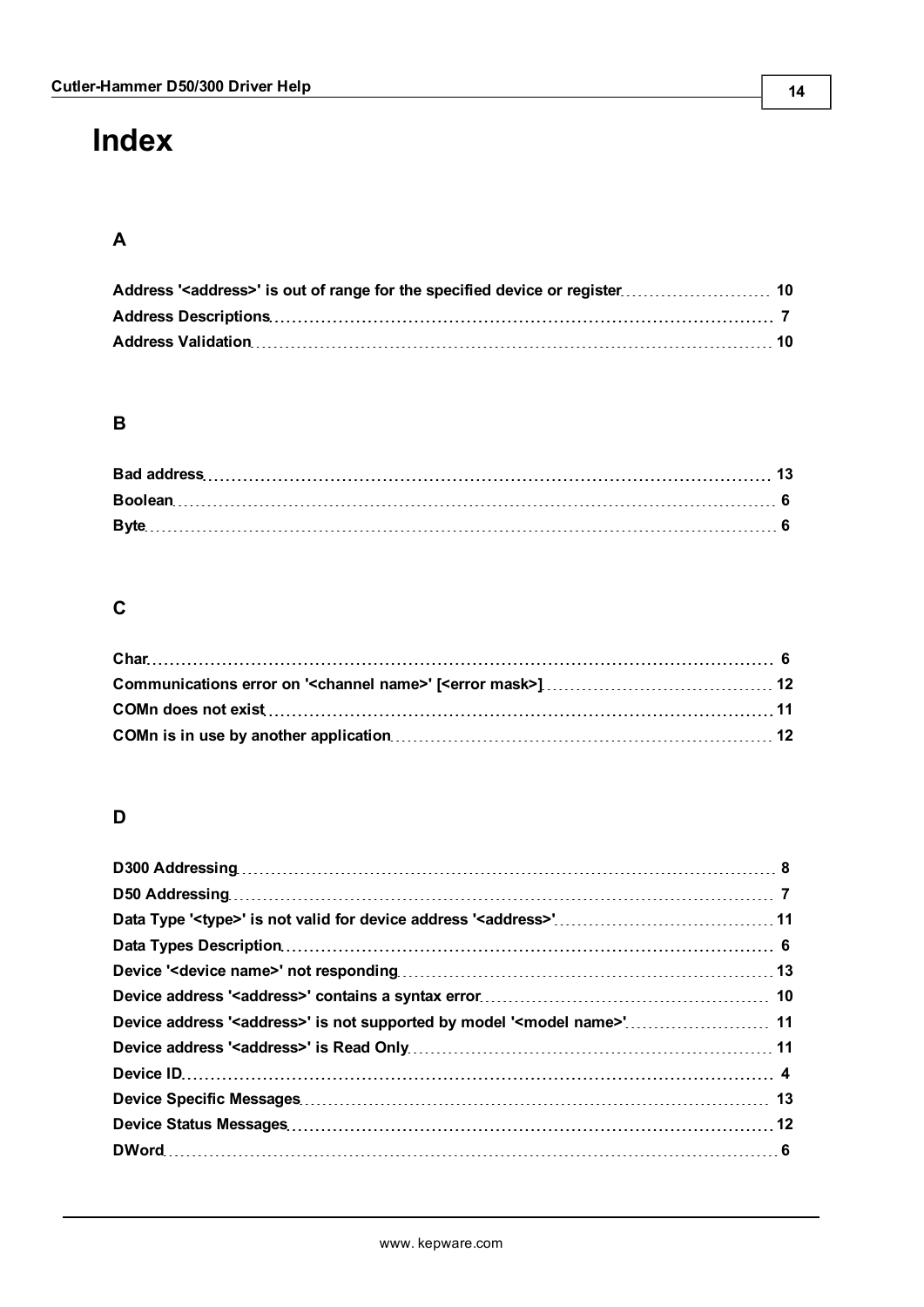# Index

## A

Address '<address>' is out of range for the specified device or register 10
Address Descriptions 7
Address Validation 10

## B

Bad address 13
Boolean 6
Byte 6

## C

Char 6
Communications error on '<channel name>' [<error mask>] 12
COMn does not exist 11
COMn is in use by another application 12

## D

D300 Addressing 8
D50 Addressing 7
Data Type '<type>' is not valid for device address '<address>' 11
Data Types Description 6
Device '<device name>' not responding 13
Device address '<address>' contains a syntax error 10
Device address '<address>' is not supported by model '<model name>' 11
Device address '<address>' is Read Only 11
Device ID 4
Device Specific Messages 13
Device Status Messages 12
DWord 6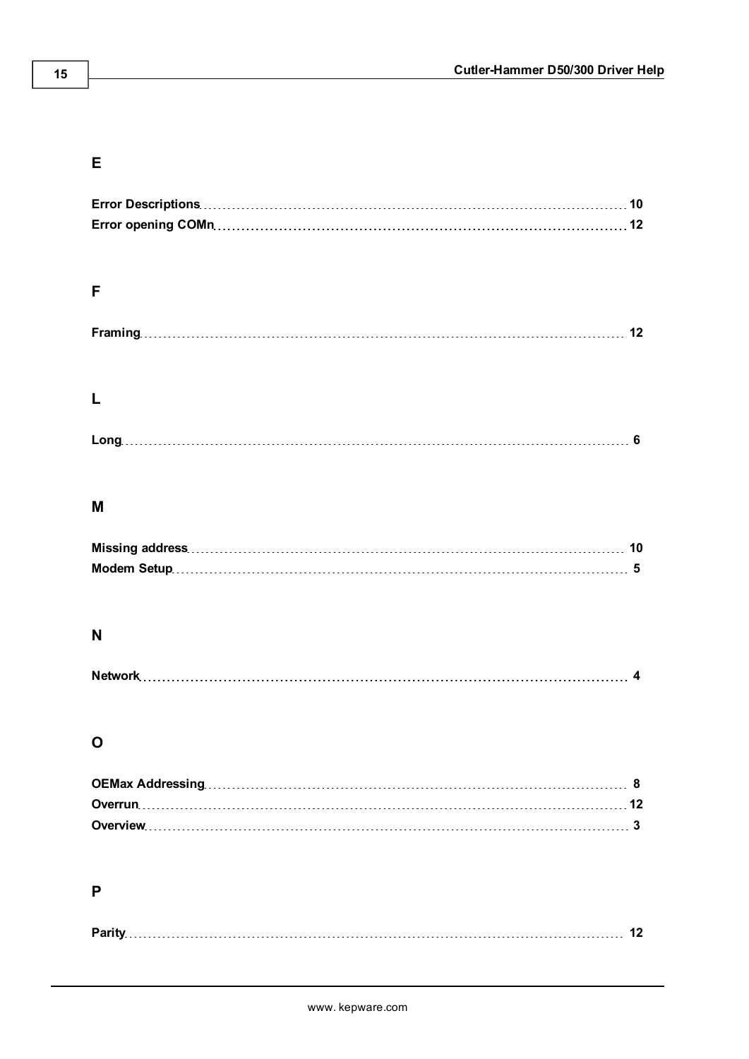## E

**Error Descriptions** ............ 10
**Error opening COMn** ............ 12

## F

**Framing** ............ 12

## L

**Long** ............ 6

## M

**Missing address** ............ 10
**Modem Setup** ............ 5

## N

**Network** ............ 4

## O

**OEMax Addressing** ............ 8
**Overrun** ............ 12
**Overview** ............ 3

## P

**Parity** ............ 12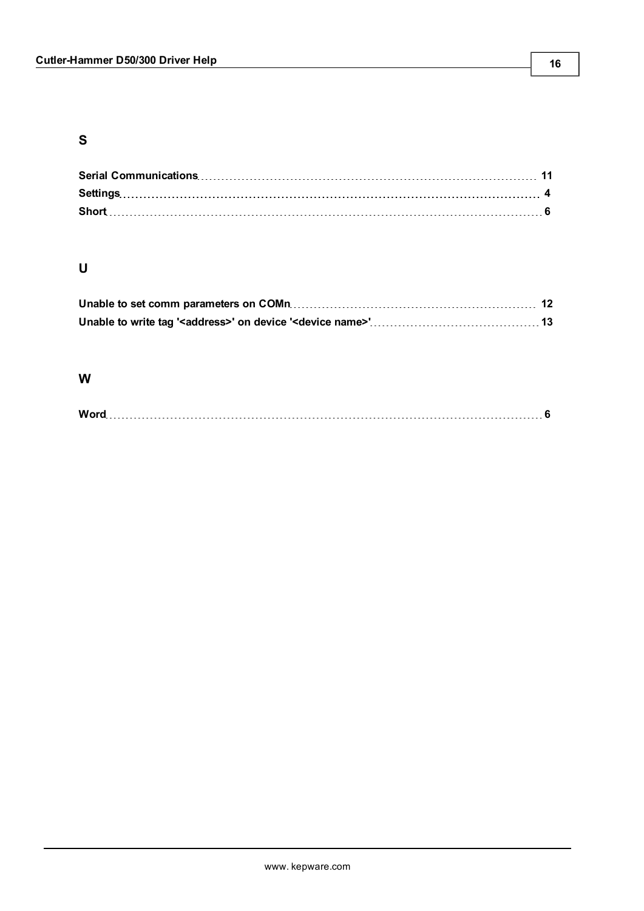## S

**Serial Communications** 11

**Settings** 4

**Short** 6

## U

**Unable to set comm parameters on COMn** 12

**Unable to write tag '<address>' on device '<device name>'** 13

## W

**Word** 6